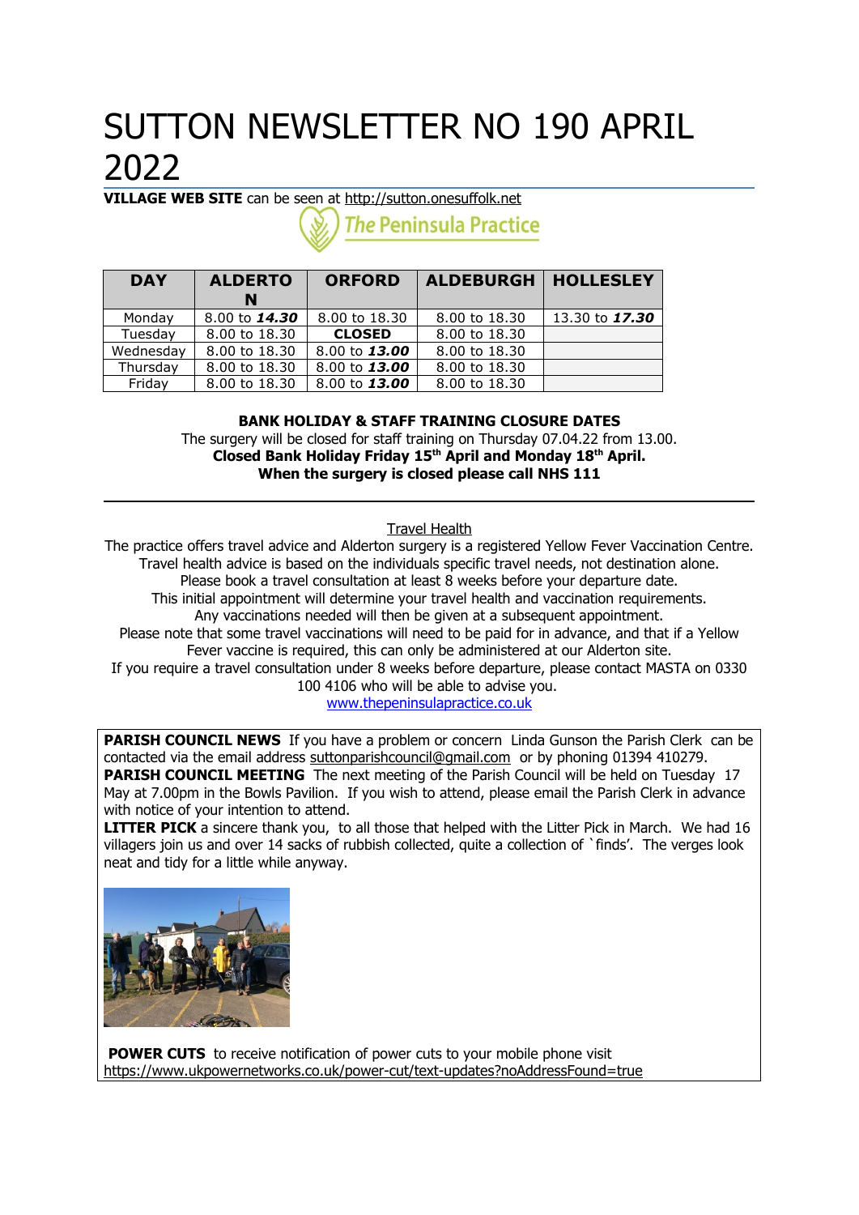# SUTTON NEWSLETTER NO 190 APRIL 2022

**VILLAGE WEB SITE** can be seen at http://sutton.onesuffolk.net

The Peninsula Practice

| DAY | ALDERTON | ORFORD | ALDEBURGH | HOLLESLEY |
|---|---|---|---|---|
| Monday | 8.00 to ***14.30*** | 8.00 to 18.30 | 8.00 to 18.30 | 13.30 to ***17.30*** |
| Tuesday | 8.00 to 18.30 | **CLOSED** | 8.00 to 18.30 | |
| Wednesday | 8.00 to 18.30 | 8.00 to ***13.00*** | 8.00 to 18.30 | |
| Thursday | 8.00 to 18.30 | 8.00 to ***13.00*** | 8.00 to 18.30 | |
| Friday | 8.00 to 18.30 | 8.00 to ***13.00*** | 8.00 to 18.30 | |

**BANK HOLIDAY & STAFF TRAINING CLOSURE DATES**

The surgery will be closed for staff training on Thursday 07.04.22 from 13.00.

**Closed Bank Holiday Friday 15th April and Monday 18th April.**

**When the surgery is closed please call NHS 111**

---

Travel Health

The practice offers travel advice and Alderton surgery is a registered Yellow Fever Vaccination Centre.
Travel health advice is based on the individuals specific travel needs, not destination alone.
Please book a travel consultation at least 8 weeks before your departure date.
This initial appointment will determine your travel health and vaccination requirements.
Any vaccinations needed will then be given at a subsequent appointment.
Please note that some travel vaccinations will need to be paid for in advance, and that if a Yellow Fever vaccine is required, this can only be administered at our Alderton site.
If you require a travel consultation under 8 weeks before departure, please contact MASTA on 0330 100 4106 who will be able to advise you.
www.thepeninsulapractice.co.uk

**PARISH COUNCIL NEWS** If you have a problem or concern Linda Gunson the Parish Clerk can be contacted via the email address suttonparishcouncil@gmail.com or by phoning 01394 410279.

**PARISH COUNCIL MEETING** The next meeting of the Parish Council will be held on Tuesday 17 May at 7.00pm in the Bowls Pavilion. If you wish to attend, please email the Parish Clerk in advance with notice of your intention to attend.

**LITTER PICK** a sincere thank you, to all those that helped with the Litter Pick in March. We had 16 villagers join us and over 14 sacks of rubbish collected, quite a collection of `finds'. The verges look neat and tidy for a little while anyway.

**POWER CUTS** to receive notification of power cuts to your mobile phone visit https://www.ukpowernetworks.co.uk/power-cut/text-updates?noAddressFound=true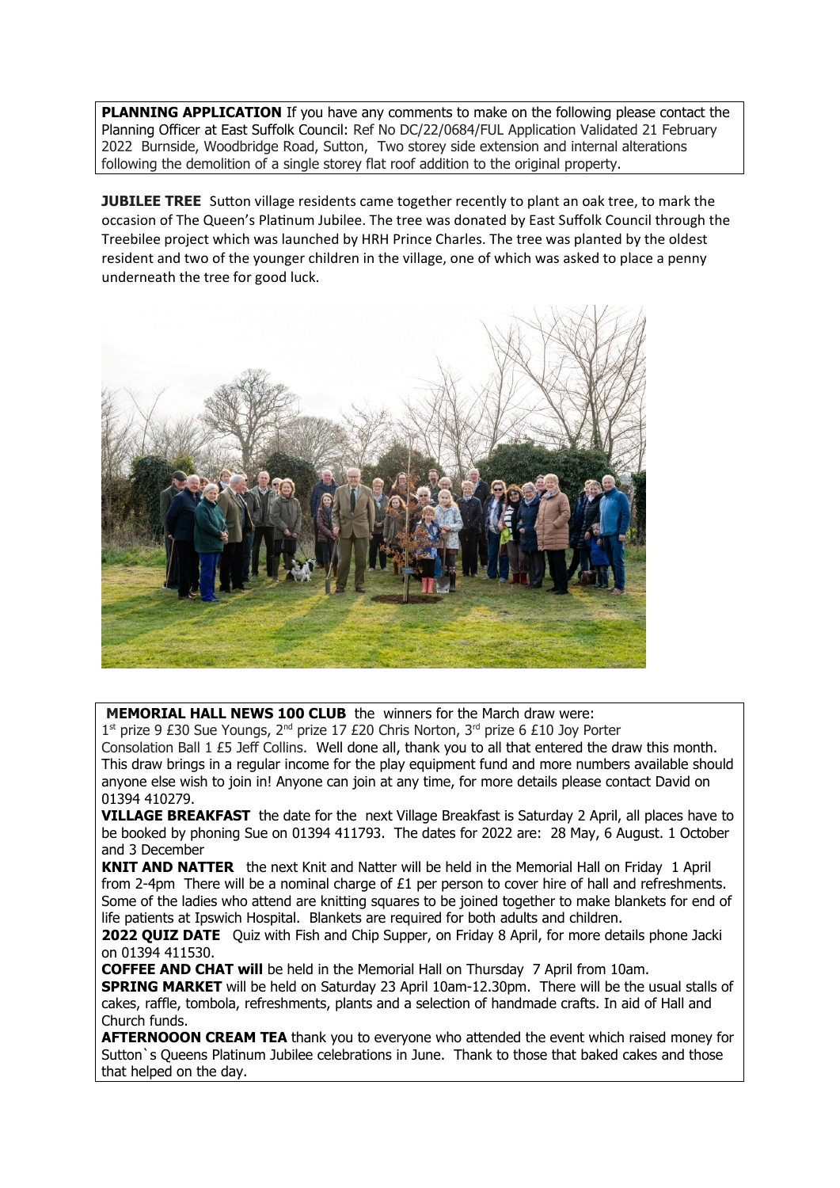**PLANNING APPLICATION** If you have any comments to make on the following please contact the Planning Officer at East Suffolk Council: Ref No DC/22/0684/FUL Application Validated 21 February 2022 Burnside, Woodbridge Road, Sutton, Two storey side extension and internal alterations following the demolition of a single storey flat roof addition to the original property.

**JUBILEE TREE** Sutton village residents came together recently to plant an oak tree, to mark the occasion of The Queen's Platinum Jubilee. The tree was donated by East Suffolk Council through the Treebilee project which was launched by HRH Prince Charles. The tree was planted by the oldest resident and two of the younger children in the village, one of which was asked to place a penny underneath the tree for good luck.

**MEMORIAL HALL NEWS 100 CLUB** the winners for the March draw were:
1st prize 9 £30 Sue Youngs, 2nd prize 17 £20 Chris Norton, 3rd prize 6 £10 Joy Porter
Consolation Ball 1 £5 Jeff Collins. Well done all, thank you to all that entered the draw this month. This draw brings in a regular income for the play equipment fund and more numbers available should anyone else wish to join in! Anyone can join at any time, for more details please contact David on 01394 410279.

**VILLAGE BREAKFAST** the date for the next Village Breakfast is Saturday 2 April, all places have to be booked by phoning Sue on 01394 411793. The dates for 2022 are: 28 May, 6 August. 1 October and 3 December

**KNIT AND NATTER** the next Knit and Natter will be held in the Memorial Hall on Friday 1 April from 2-4pm There will be a nominal charge of £1 per person to cover hire of hall and refreshments. Some of the ladies who attend are knitting squares to be joined together to make blankets for end of life patients at Ipswich Hospital. Blankets are required for both adults and children.

**2022 QUIZ DATE** Quiz with Fish and Chip Supper, on Friday 8 April, for more details phone Jacki on 01394 411530.

**COFFEE AND CHAT will** be held in the Memorial Hall on Thursday 7 April from 10am.

**SPRING MARKET** will be held on Saturday 23 April 10am-12.30pm. There will be the usual stalls of cakes, raffle, tombola, refreshments, plants and a selection of handmade crafts. In aid of Hall and Church funds.

**AFTERNOOON CREAM TEA** thank you to everyone who attended the event which raised money for Sutton`s Queens Platinum Jubilee celebrations in June. Thank to those that baked cakes and those that helped on the day.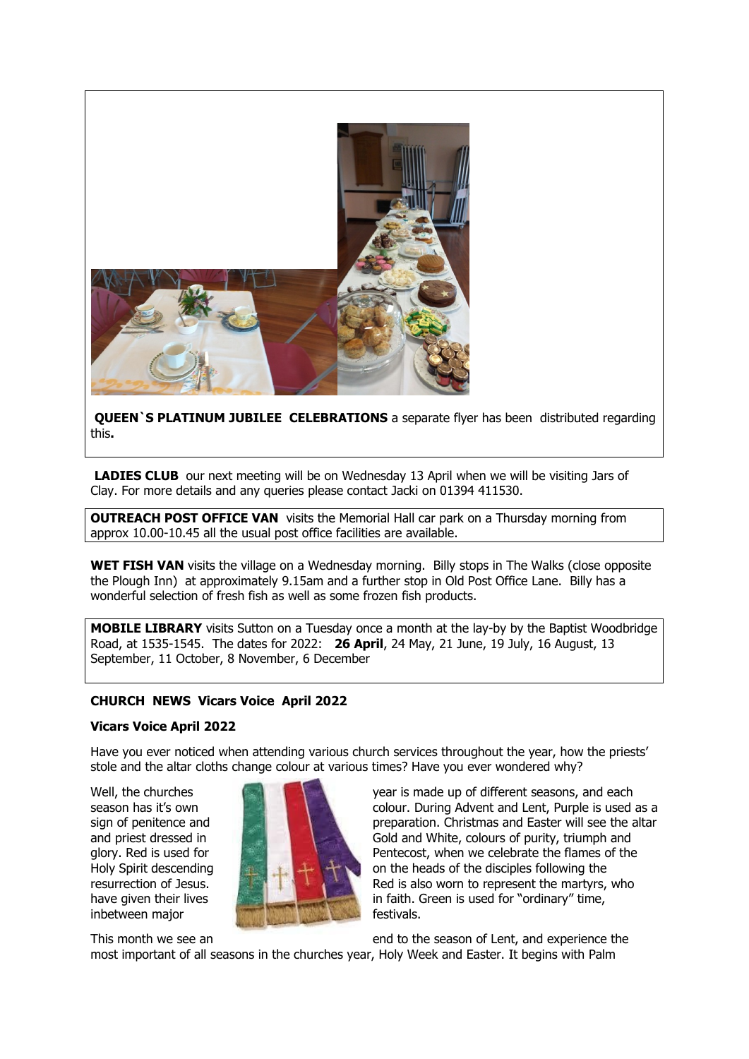**QUEEN`S PLATINUM JUBILEE CELEBRATIONS** a separate flyer has been distributed regarding this**.**

**LADIES CLUB** our next meeting will be on Wednesday 13 April when we will be visiting Jars of Clay. For more details and any queries please contact Jacki on 01394 411530.

**OUTREACH POST OFFICE VAN** visits the Memorial Hall car park on a Thursday morning from approx 10.00-10.45 all the usual post office facilities are available.

**WET FISH VAN** visits the village on a Wednesday morning. Billy stops in The Walks (close opposite the Plough Inn) at approximately 9.15am and a further stop in Old Post Office Lane. Billy has a wonderful selection of fresh fish as well as some frozen fish products.

**MOBILE LIBRARY** visits Sutton on a Tuesday once a month at the lay-by by the Baptist Woodbridge Road, at 1535-1545. The dates for 2022: **26 April**, 24 May, 21 June, 19 July, 16 August, 13 September, 11 October, 8 November, 6 December

**CHURCH NEWS Vicars Voice April 2022**

**Vicars Voice April 2022**

Have you ever noticed when attending various church services throughout the year, how the priests' stole and the altar cloths change colour at various times? Have you ever wondered why?

Well, the churches year is made up of different seasons, and each season has it's own colour. During Advent and Lent, Purple is used as a sign of penitence and preparation. Christmas and Easter will see the altar and priest dressed in Gold and White, colours of purity, triumph and glory. Red is used for Pentecost, when we celebrate the flames of the Holy Spirit descending on the heads of the disciples following the resurrection of Jesus. Red is also worn to represent the martyrs, who have given their lives in faith. Green is used for "ordinary" time, inbetween major festivals.

This month we see an end to the season of Lent, and experience the most important of all seasons in the churches year, Holy Week and Easter. It begins with Palm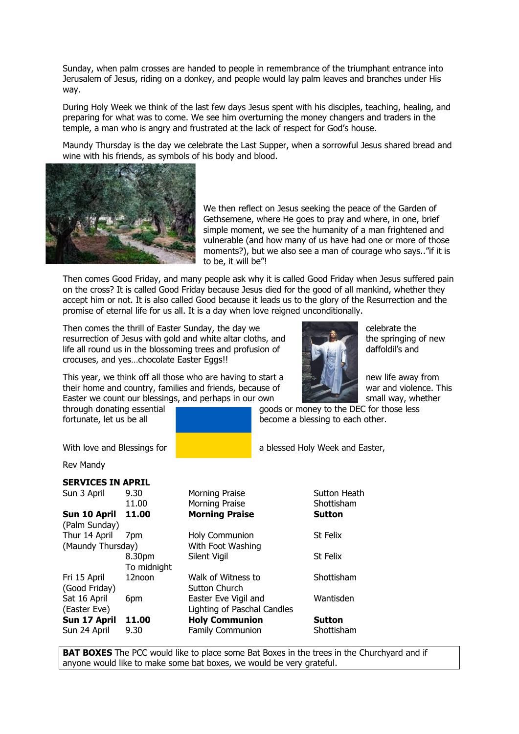Sunday, when palm crosses are handed to people in remembrance of the triumphant entrance into Jerusalem of Jesus, riding on a donkey, and people would lay palm leaves and branches under His way.

During Holy Week we think of the last few days Jesus spent with his disciples, teaching, healing, and preparing for what was to come. We see him overturning the money changers and traders in the temple, a man who is angry and frustrated at the lack of respect for God's house.

Maundy Thursday is the day we celebrate the Last Supper, when a sorrowful Jesus shared bread and wine with his friends, as symbols of his body and blood.

We then reflect on Jesus seeking the peace of the Garden of Gethsemene, where He goes to pray and where, in one, brief simple moment, we see the humanity of a man frightened and vulnerable (and how many of us have had one or more of those moments?), but we also see a man of courage who says.."if it is to be, it will be"!

Then comes Good Friday, and many people ask why it is called Good Friday when Jesus suffered pain on the cross? It is called Good Friday because Jesus died for the good of all mankind, whether they accept him or not. It is also called Good because it leads us to the glory of the Resurrection and the promise of eternal life for us all. It is a day when love reigned unconditionally.

Then comes the thrill of Easter Sunday, the day we celebrate the resurrection of Jesus with gold and white altar cloths, and the springing of new life all round us in the blossoming trees and profusion of daffoldil's and crocuses, and yes…chocolate Easter Eggs!!

This year, we think off all those who are having to start a new life away from their home and country, families and friends, because of war and violence. This Easter we count our blessings, and perhaps in our own small way, whether through donating essential goods or money to the DEC for those less fortunate, let us be all become a blessing to each other.

With love and Blessings for a blessed Holy Week and Easter,

Rev Mandy

**SERVICES IN APRIL**

| | | | |
|---|---|---|---|
| Sun 3 April | 9.30 | Morning Praise | Sutton Heath |
| | 11.00 | Morning Praise | Shottisham |
| **Sun 10 April** (Palm Sunday) | **11.00** | **Morning Praise** | **Sutton** |
| Thur 14 April (Maundy Thursday) | 7pm | Holy Communion With Foot Washing | St Felix |
| | 8.30pm To midnight | Silent Vigil | St Felix |
| Fri 15 April (Good Friday) | 12noon | Walk of Witness to Sutton Church | Shottisham |
| Sat 16 April (Easter Eve) | 6pm | Easter Eve Vigil and Lighting of Paschal Candles | Wantisden |
| **Sun 17 April** | **11.00** | **Holy Communion** | **Sutton** |
| Sun 24 April | 9.30 | Family Communion | Shottisham |

**BAT BOXES** The PCC would like to place some Bat Boxes in the trees in the Churchyard and if anyone would like to make some bat boxes, we would be very grateful.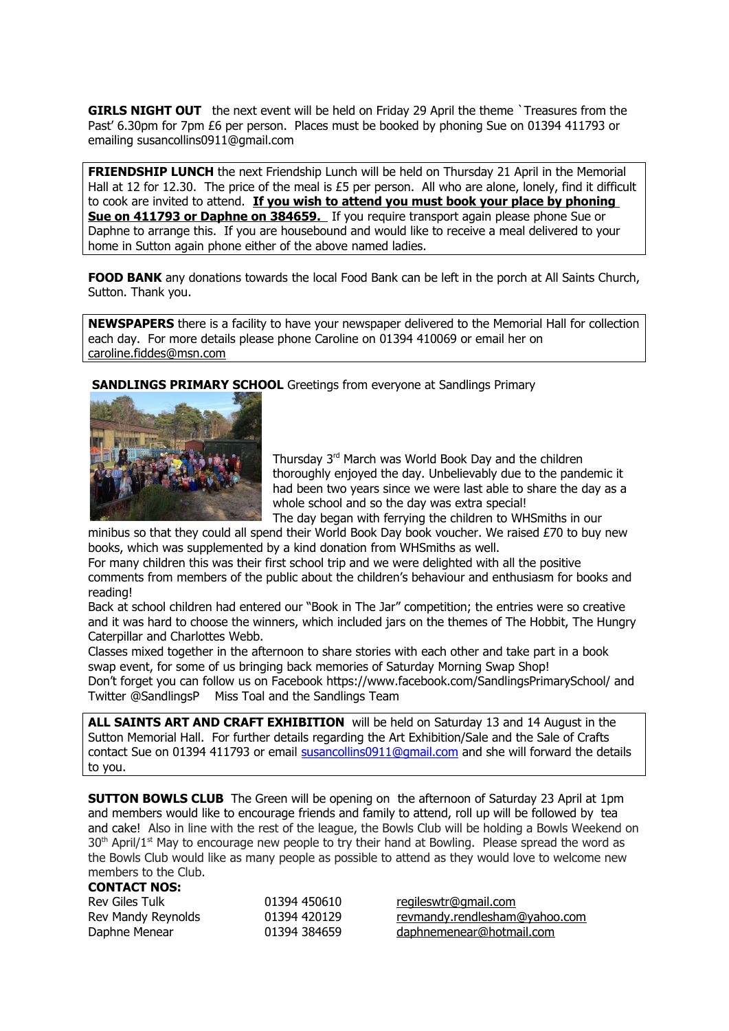**GIRLS NIGHT OUT** the next event will be held on Friday 29 April the theme `Treasures from the Past' 6.30pm for 7pm £6 per person. Places must be booked by phoning Sue on 01394 411793 or emailing susancollins0911@gmail.com

**FRIENDSHIP LUNCH** the next Friendship Lunch will be held on Thursday 21 April in the Memorial Hall at 12 for 12.30. The price of the meal is £5 per person. All who are alone, lonely, find it difficult to cook are invited to attend. **If you wish to attend you must book your place by phoning Sue on 411793 or Daphne on 384659.** If you require transport again please phone Sue or Daphne to arrange this. If you are housebound and would like to receive a meal delivered to your home in Sutton again phone either of the above named ladies.

**FOOD BANK** any donations towards the local Food Bank can be left in the porch at All Saints Church, Sutton. Thank you.

**NEWSPAPERS** there is a facility to have your newspaper delivered to the Memorial Hall for collection each day. For more details please phone Caroline on 01394 410069 or email her on caroline.fiddes@msn.com

**SANDLINGS PRIMARY SCHOOL** Greetings from everyone at Sandlings Primary

Thursday 3rd March was World Book Day and the children thoroughly enjoyed the day. Unbelievably due to the pandemic it had been two years since we were last able to share the day as a whole school and so the day was extra special!

The day began with ferrying the children to WHSmiths in our minibus so that they could all spend their World Book Day book voucher. We raised £70 to buy new books, which was supplemented by a kind donation from WHSmiths as well.

For many children this was their first school trip and we were delighted with all the positive comments from members of the public about the children's behaviour and enthusiasm for books and reading!

Back at school children had entered our "Book in The Jar" competition; the entries were so creative and it was hard to choose the winners, which included jars on the themes of The Hobbit, The Hungry Caterpillar and Charlottes Webb.

Classes mixed together in the afternoon to share stories with each other and take part in a book swap event, for some of us bringing back memories of Saturday Morning Swap Shop!

Don't forget you can follow us on Facebook https://www.facebook.com/SandlingsPrimarySchool/ and Twitter @SandlingsP Miss Toal and the Sandlings Team

**ALL SAINTS ART AND CRAFT EXHIBITION** will be held on Saturday 13 and 14 August in the Sutton Memorial Hall. For further details regarding the Art Exhibition/Sale and the Sale of Crafts contact Sue on 01394 411793 or email susancollins0911@gmail.com and she will forward the details to you.

**SUTTON BOWLS CLUB** The Green will be opening on the afternoon of Saturday 23 April at 1pm and members would like to encourage friends and family to attend, roll up will be followed by tea and cake! Also in line with the rest of the league, the Bowls Club will be holding a Bowls Weekend on 30th April/1st May to encourage new people to try their hand at Bowling. Please spread the word as the Bowls Club would like as many people as possible to attend as they would love to welcome new members to the Club.

**CONTACT NOS:**

| | | |
|---|---|---|
| Rev Giles Tulk | 01394 450610 | regileswtr@gmail.com |
| Rev Mandy Reynolds | 01394 420129 | revmandy.rendlesham@yahoo.com |
| Daphne Menear | 01394 384659 | daphnemenear@hotmail.com |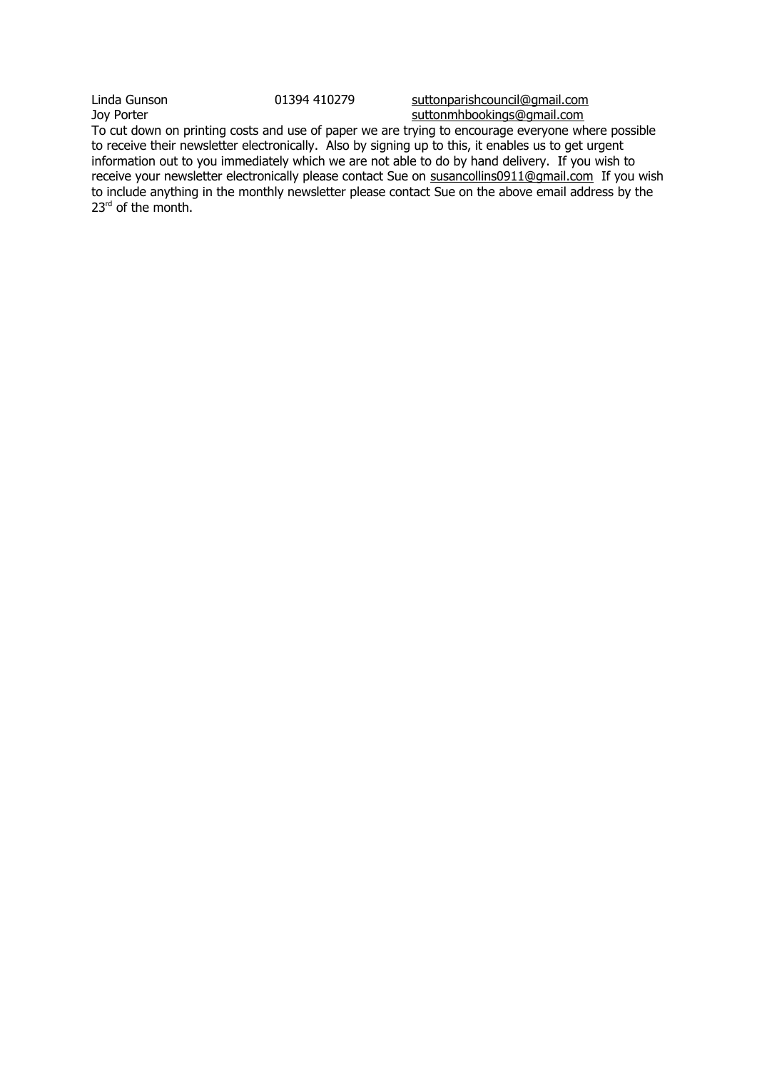| | | |
|---|---|---|
| Linda Gunson | 01394 410279 | suttonparishcouncil@gmail.com |
| Joy Porter | | suttonmhbookings@gmail.com |

To cut down on printing costs and use of paper we are trying to encourage everyone where possible to receive their newsletter electronically. Also by signing up to this, it enables us to get urgent information out to you immediately which we are not able to do by hand delivery. If you wish to receive your newsletter electronically please contact Sue on susancollins0911@gmail.com If you wish to include anything in the monthly newsletter please contact Sue on the above email address by the 23rd of the month.